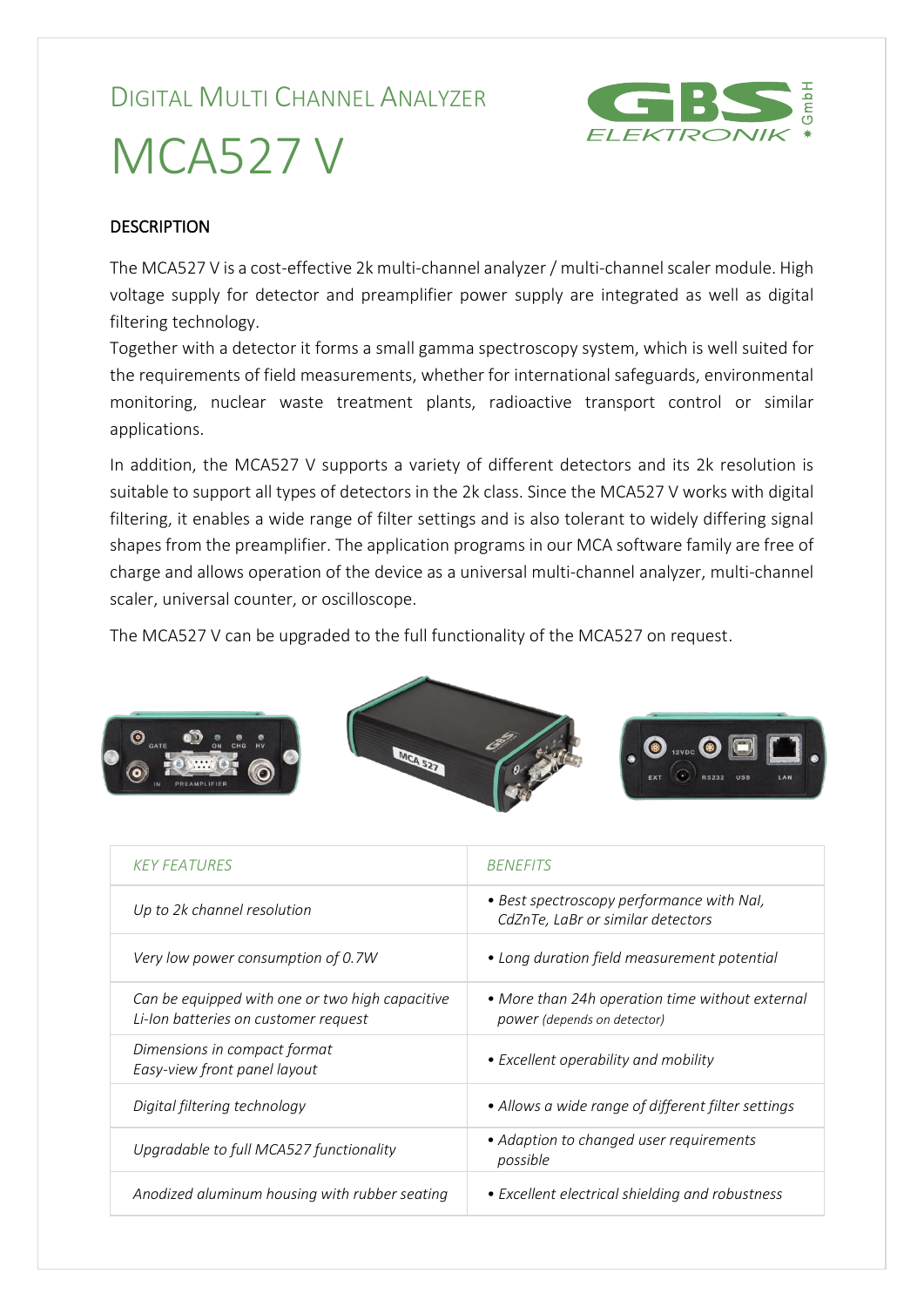# DIGITAL MULTI CHANNEL ANALYZER

# MCA527 V

GBS ELEKTRONIK GmbH

## DESCRIPTION

The MCA527 V is a cost-effective 2k multi-channel analyzer / multi-channel scaler module. High voltage supply for detector and preamplifier power supply are integrated as well as digital filtering technology.

Together with a detector it forms a small gamma spectroscopy system, which is well suited for the requirements of field measurements, whether for international safeguards, environmental monitoring, nuclear waste treatment plants, radioactive transport control or similar applications.

In addition, the MCA527 V supports a variety of different detectors and its 2k resolution is suitable to support all types of detectors in the 2k class. Since the MCA527 V works with digital filtering, it enables a wide range of filter settings and is also tolerant to widely differing signal shapes from the preamplifier. The application programs in our MCA software family are free of charge and allows operation of the device as a universal multi-channel analyzer, multi-channel scaler, universal counter, or oscilloscope.

The MCA527 V can be upgraded to the full functionality of the MCA527 on request.

| *KEY FEATURES* | *BENEFITS* |
|---|---|
| *Up to 2k channel resolution* | *• Best spectroscopy performance with NaI, CdZnTe, LaBr or similar detectors* |
| *Very low power consumption of 0.7W* | *• Long duration field measurement potential* |
| *Can be equipped with one or two high capacitive Li-Ion batteries on customer request* | *• More than 24h operation time without external power (depends on detector)* |
| *Dimensions in compact format Easy-view front panel layout* | *• Excellent operability and mobility* |
| *Digital filtering technology* | *• Allows a wide range of different filter settings* |
| *Upgradable to full MCA527 functionality* | *• Adaption to changed user requirements possible* |
| *Anodized aluminum housing with rubber seating* | *• Excellent electrical shielding and robustness* |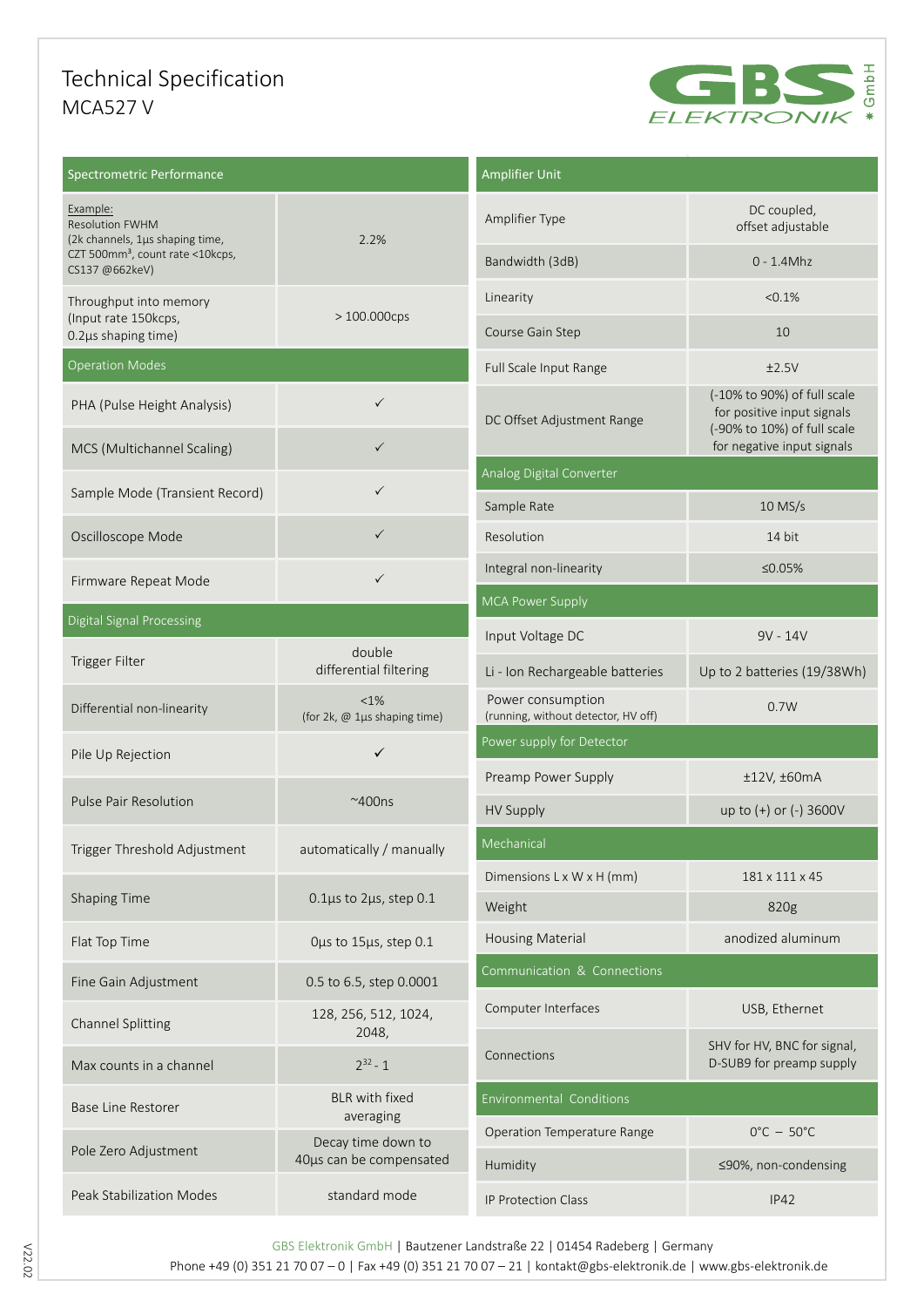# Technical Specification
## MCA527 V

GBS ELEKTRONIK GmbH

| Spectrometric Performance | |
|---|---|
| Example: Resolution FWHM (2k channels, 1µs shaping time, CZT 500mm³, count rate <10kcps, CS137 @662keV) | 2.2% |
| Throughput into memory (Input rate 150kcps, 0.2µs shaping time) | > 100.000cps |

| Operation Modes | |
|---|---|
| PHA (Pulse Height Analysis) | ✓ |
| MCS (Multichannel Scaling) | ✓ |
| Sample Mode (Transient Record) | ✓ |
| Oscilloscope Mode | ✓ |
| Firmware Repeat Mode | ✓ |

| Digital Signal Processing | |
|---|---|
| Trigger Filter | double differential filtering |
| Differential non-linearity | <1% (for 2k, @ 1µs shaping time) |
| Pile Up Rejection | ✓ |
| Pulse Pair Resolution | ~400ns |
| Trigger Threshold Adjustment | automatically / manually |
| Shaping Time | 0.1µs to 2µs, step 0.1 |
| Flat Top Time | 0µs to 15µs, step 0.1 |
| Fine Gain Adjustment | 0.5 to 6.5, step 0.0001 |
| Channel Splitting | 128, 256, 512, 1024, 2048, |
| Max counts in a channel | $2^{32}$ - 1 |
| Base Line Restorer | BLR with fixed averaging |
| Pole Zero Adjustment | Decay time down to 40µs can be compensated |
| Peak Stabilization Modes | standard mode |

| Amplifier Unit | |
|---|---|
| Amplifier Type | DC coupled, offset adjustable |
| Bandwidth (3dB) | 0 - 1.4Mhz |
| Linearity | <0.1% |
| Course Gain Step | 10 |
| Full Scale Input Range | ±2.5V |
| DC Offset Adjustment Range | (-10% to 90%) of full scale for positive input signals (-90% to 10%) of full scale for negative input signals |

| Analog Digital Converter | |
|---|---|
| Sample Rate | 10 MS/s |
| Resolution | 14 bit |
| Integral non-linearity | ≤0.05% |

| MCA Power Supply | |
|---|---|
| Input Voltage DC | 9V - 14V |
| Li - Ion Rechargeable batteries | Up to 2 batteries (19/38Wh) |
| Power consumption (running, without detector, HV off) | 0.7W |

| Power supply for Detector | |
|---|---|
| Preamp Power Supply | ±12V, ±60mA |
| HV Supply | up to (+) or (-) 3600V |

| Mechanical | |
|---|---|
| Dimensions L x W x H (mm) | 181 x 111 x 45 |
| Weight | 820g |
| Housing Material | anodized aluminum |

| Communication & Connections | |
|---|---|
| Computer Interfaces | USB, Ethernet |
| Connections | SHV for HV, BNC for signal, D-SUB9 for preamp supply |

| Environmental Conditions | |
|---|---|
| Operation Temperature Range | 0°C – 50°C |
| Humidity | ≤90%, non-condensing |
| IP Protection Class | IP42 |

GBS Elektronik GmbH | Bautzener Landstraße 22 | 01454 Radeberg | Germany
Phone +49 (0) 351 21 70 07 – 0 | Fax +49 (0) 351 21 70 07 – 21 | kontakt@gbs-elektronik.de | www.gbs-elektronik.de

V22.02